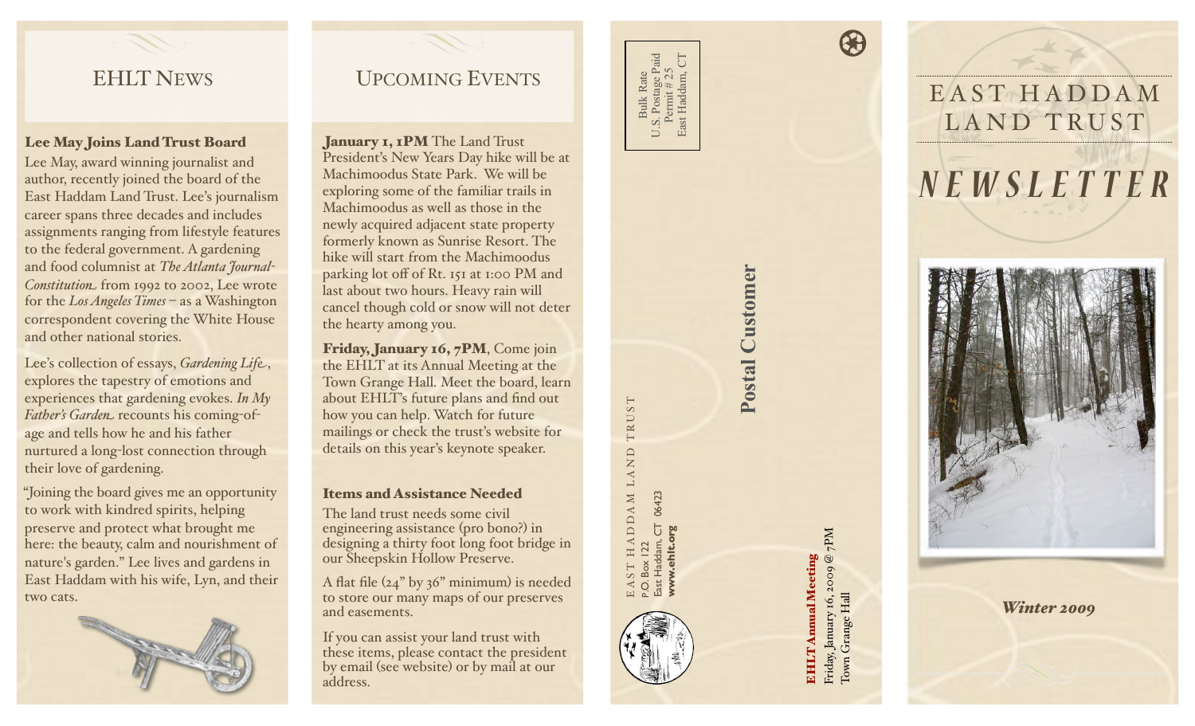## EHLT News

### Lee May Joins Land Trust Board

Lee May, award winning journalist and author, recently joined the board of the East Haddam Land Trust. Lee's journalism career spans three decades and includes assignments ranging from lifestyle features to the federal government. A gardening and food columnist at *The Atlanta Journal-Constitution* from 1992 to 2002, Lee wrote for the *Los Angeles Times* – as a Washington correspondent covering the White House and other national stories.

Lee's collection of essays, *Gardening Life*, explores the tapestry of emotions and experiences that gardening evokes. *In My Father's Garden* recounts his coming-of-age and tells how he and his father nurtured a long-lost connection through their love of gardening.

"Joining the board gives me an opportunity to work with kindred spirits, helping preserve and protect what brought me here: the beauty, calm and nourishment of nature's garden." Lee lives and gardens in East Haddam with his wife, Lyn, and their two cats.

## Upcoming Events

**January 1, 1PM** The Land Trust President's New Years Day hike will be at Machimoodus State Park. We will be exploring some of the familiar trails in Machimoodus as well as those in the newly acquired adjacent state property formerly known as Sunrise Resort. The hike will start from the Machimoodus parking lot off of Rt. 151 at 1:00 PM and last about two hours. Heavy rain will cancel though cold or snow will not deter the hearty among you.

**Friday, January 16, 7PM**, Come join the EHLT at its Annual Meeting at the Town Grange Hall. Meet the board, learn about EHLT's future plans and find out how you can help. Watch for future mailings or check the trust's website for details on this year's keynote speaker.

### Items and Assistance Needed

The land trust needs some civil engineering assistance (pro bono?) in designing a thirty foot long foot bridge in our Sheepskin Hollow Preserve.

A flat file (24" by 36" minimum) is needed to store our many maps of our preserves and easements.

If you can assist your land trust with these items, please contact the president by email (see website) or by mail at our address.

---

Bulk Rate
U.S. Postage Paid
Permit # 25
East Haddam, CT

EAST HADDAM LAND TRUST
P.O. Box 122
East Haddam, CT 06423
**www.ehlt.org**

**Postal Customer**

**EHLT Annual Meeting**
Friday, January 16, 2009 @ 7PM
Town Grange Hall

---

# EAST HADDAM LAND TRUST

# *NEWSLETTER*

***Winter 2009***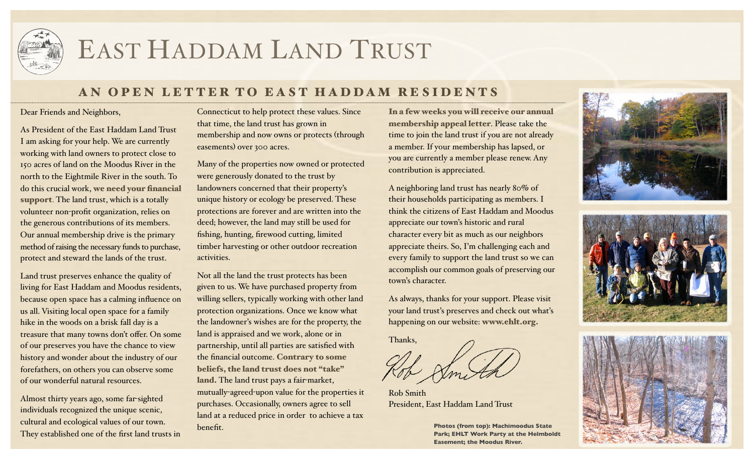# East Haddam Land Trust

## AN OPEN LETTER TO EAST HADDAM RESIDENTS

Dear Friends and Neighbors,

As President of the East Haddam Land Trust I am asking for your help. We are currently working with land owners to protect close to 150 acres of land on the Moodus River in the north to the Eightmile River in the south. To do this crucial work, **we need your financial support**. The land trust, which is a totally volunteer non-profit organization, relies on the generous contributions of its members. Our annual membership drive is the primary method of raising the necessary funds to purchase, protect and steward the lands of the trust.

Land trust preserves enhance the quality of living for East Haddam and Moodus residents, because open space has a calming influence on us all. Visiting local open space for a family hike in the woods on a brisk fall day is a treasure that many towns don't offer. On some of our preserves you have the chance to view history and wonder about the industry of our forefathers, on others you can observe some of our wonderful natural resources.

Almost thirty years ago, some far-sighted individuals recognized the unique scenic, cultural and ecological values of our town. They established one of the first land trusts in Connecticut to help protect these values. Since that time, the land trust has grown in membership and now owns or protects (through easements) over 300 acres.

Many of the properties now owned or protected were generously donated to the trust by landowners concerned that their property's unique history or ecology be preserved. These protections are forever and are written into the deed; however, the land may still be used for fishing, hunting, firewood cutting, limited timber harvesting or other outdoor recreation activities.

Not all the land the trust protects has been given to us. We have purchased property from willing sellers, typically working with other land protection organizations. Once we know what the landowner's wishes are for the property, the land is appraised and we work, alone or in partnership, until all parties are satisfied with the financial outcome. **Contrary to some beliefs, the land trust does not "take" land.** The land trust pays a fair-market, mutually-agreed-upon value for the properties it purchases. Occasionally, owners agree to sell land at a reduced price in order to achieve a tax benefit.

**In a few weeks you will receive our annual membership appeal letter**. Please take the time to join the land trust if you are not already a member. If your membership has lapsed, or you are currently a member please renew. Any contribution is appreciated.

A neighboring land trust has nearly 80% of their households participating as members. I think the citizens of East Haddam and Moodus appreciate our town's historic and rural character every bit as much as our neighbors appreciate theirs. So, I'm challenging each and every family to support the land trust so we can accomplish our common goals of preserving our town's character.

As always, thanks for your support. Please visit your land trust's preserves and check out what's happening on our website: **www.ehlt.org.**

Thanks,

Rob Smith
President, East Haddam Land Trust

**Photos (from top): Machimoodus State Park; EHLT Work Party at the Helmboldt Easement; the Moodus River.**